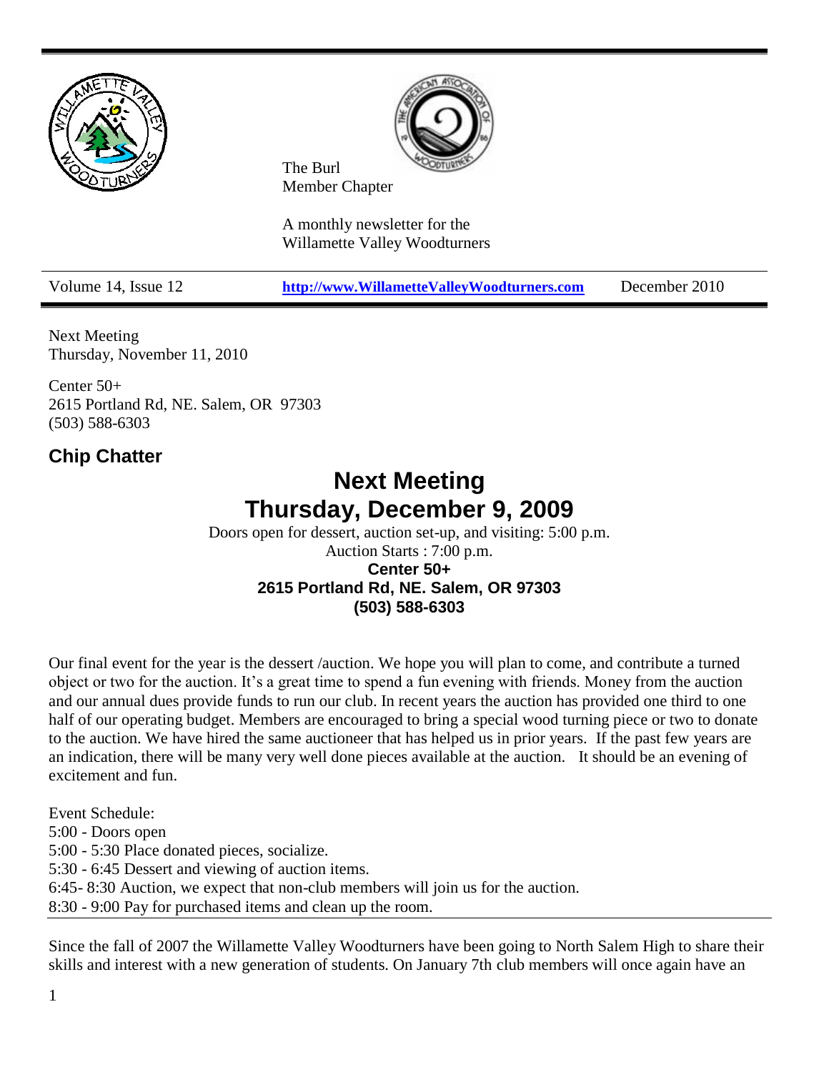The Burl
Member Chapter

A monthly newsletter for the
Willamette Valley Woodturners

| Volume 14, Issue 12 | http://www.WillametteValleyWoodturners.com | December 2010 |
|---|---|---|

Next Meeting
Thursday, November 11, 2010

Center 50+
2615 Portland Rd, NE. Salem, OR 97303
(503) 588-6303

## Chip Chatter

# Next Meeting
# Thursday, December 9, 2009

Doors open for dessert, auction set-up, and visiting: 5:00 p.m.
Auction Starts : 7:00 p.m.
**Center 50+**
**2615 Portland Rd, NE. Salem, OR 97303**
**(503) 588-6303**

Our final event for the year is the dessert /auction. We hope you will plan to come, and contribute a turned object or two for the auction. It's a great time to spend a fun evening with friends. Money from the auction and our annual dues provide funds to run our club. In recent years the auction has provided one third to one half of our operating budget. Members are encouraged to bring a special wood turning piece or two to donate to the auction. We have hired the same auctioneer that has helped us in prior years. If the past few years are an indication, there will be many very well done pieces available at the auction. It should be an evening of excitement and fun.

Event Schedule:
5:00 - Doors open
5:00 - 5:30 Place donated pieces, socialize.
5:30 - 6:45 Dessert and viewing of auction items.
6:45- 8:30 Auction, we expect that non-club members will join us for the auction.
8:30 - 9:00 Pay for purchased items and clean up the room.

---

Since the fall of 2007 the Willamette Valley Woodturners have been going to North Salem High to share their skills and interest with a new generation of students. On January 7th club members will once again have an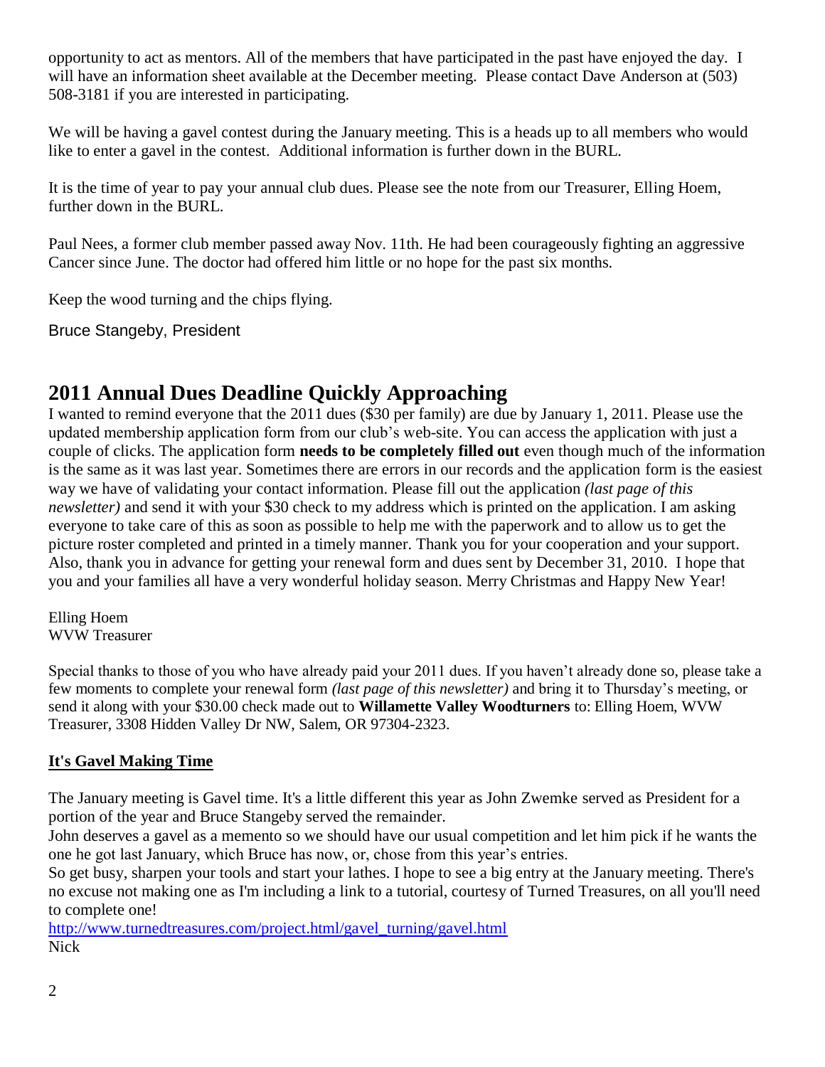opportunity to act as mentors. All of the members that have participated in the past have enjoyed the day. I will have an information sheet available at the December meeting. Please contact Dave Anderson at (503) 508-3181 if you are interested in participating.

We will be having a gavel contest during the January meeting. This is a heads up to all members who would like to enter a gavel in the contest. Additional information is further down in the BURL.

It is the time of year to pay your annual club dues. Please see the note from our Treasurer, Elling Hoem, further down in the BURL.

Paul Nees, a former club member passed away Nov. 11th. He had been courageously fighting an aggressive Cancer since June. The doctor had offered him little or no hope for the past six months.

Keep the wood turning and the chips flying.

Bruce Stangeby, President

## 2011 Annual Dues Deadline Quickly Approaching

I wanted to remind everyone that the 2011 dues ($30 per family) are due by January 1, 2011. Please use the updated membership application form from our club's web-site. You can access the application with just a couple of clicks. The application form **needs to be completely filled out** even though much of the information is the same as it was last year. Sometimes there are errors in our records and the application form is the easiest way we have of validating your contact information. Please fill out the application *(last page of this newsletter)* and send it with your $30 check to my address which is printed on the application. I am asking everyone to take care of this as soon as possible to help me with the paperwork and to allow us to get the picture roster completed and printed in a timely manner. Thank you for your cooperation and your support. Also, thank you in advance for getting your renewal form and dues sent by December 31, 2010. I hope that you and your families all have a very wonderful holiday season. Merry Christmas and Happy New Year!

Elling Hoem
WVW Treasurer

Special thanks to those of you who have already paid your 2011 dues. If you haven't already done so, please take a few moments to complete your renewal form *(last page of this newsletter)* and bring it to Thursday's meeting, or send it along with your $30.00 check made out to **Willamette Valley Woodturners** to: Elling Hoem, WVW Treasurer, 3308 Hidden Valley Dr NW, Salem, OR 97304-2323.

**It's Gavel Making Time**

The January meeting is Gavel time. It's a little different this year as John Zwemke served as President for a portion of the year and Bruce Stangeby served the remainder.
John deserves a gavel as a memento so we should have our usual competition and let him pick if he wants the one he got last January, which Bruce has now, or, chose from this year's entries.
So get busy, sharpen your tools and start your lathes. I hope to see a big entry at the January meeting. There's no excuse not making one as I'm including a link to a tutorial, courtesy of Turned Treasures, on all you'll need to complete one!
http://www.turnedtreasures.com/project.html/gavel_turning/gavel.html
Nick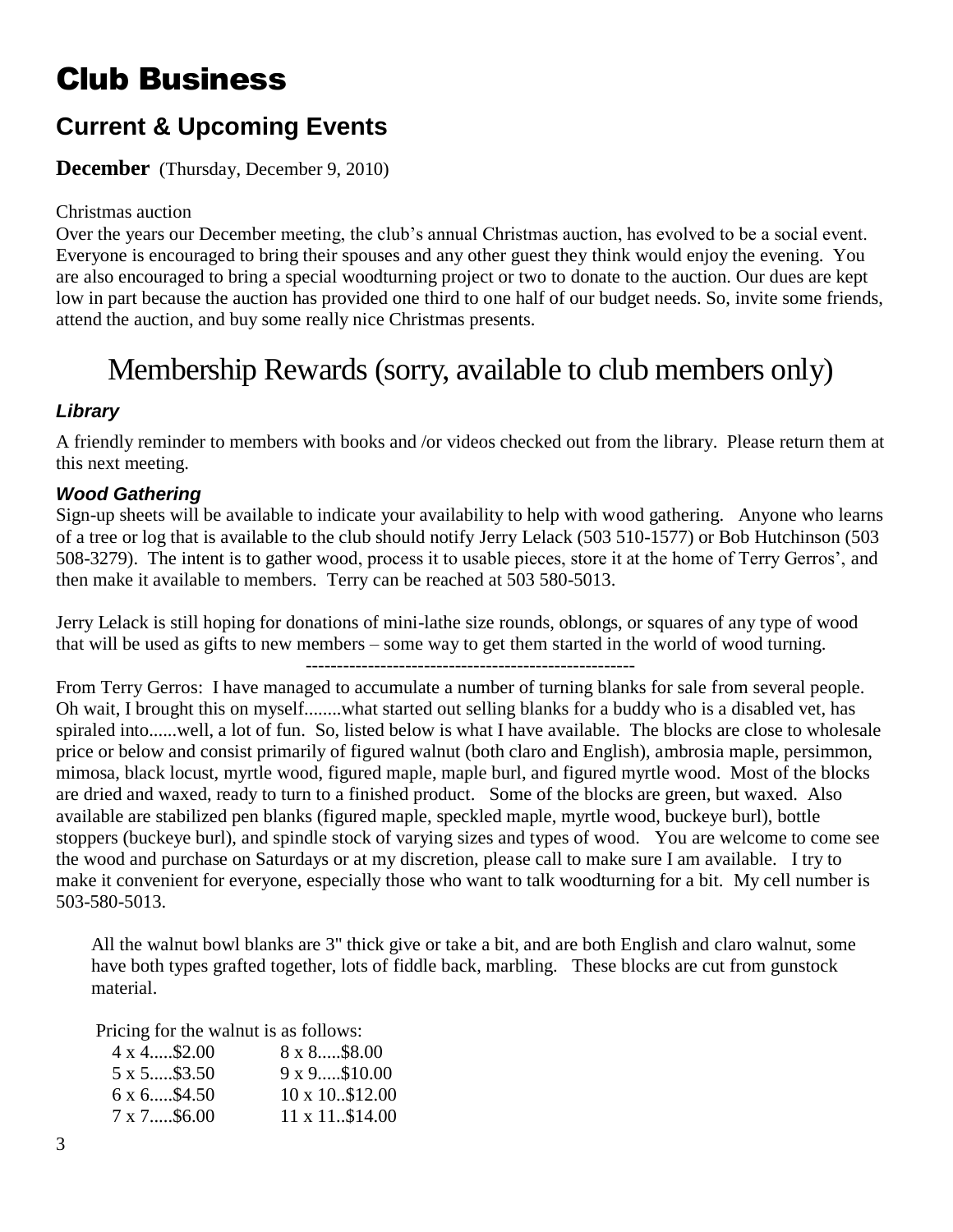# Club Business

## Current & Upcoming Events

**December** (Thursday, December 9, 2010)

Christmas auction

Over the years our December meeting, the club's annual Christmas auction, has evolved to be a social event. Everyone is encouraged to bring their spouses and any other guest they think would enjoy the evening. You are also encouraged to bring a special woodturning project or two to donate to the auction. Our dues are kept low in part because the auction has provided one third to one half of our budget needs. So, invite some friends, attend the auction, and buy some really nice Christmas presents.

## Membership Rewards (sorry, available to club members only)

### *Library*

A friendly reminder to members with books and /or videos checked out from the library. Please return them at this next meeting.

### *Wood Gathering*

Sign-up sheets will be available to indicate your availability to help with wood gathering. Anyone who learns of a tree or log that is available to the club should notify Jerry Lelack (503 510-1577) or Bob Hutchinson (503 508-3279). The intent is to gather wood, process it to usable pieces, store it at the home of Terry Gerros', and then make it available to members. Terry can be reached at 503 580-5013.

Jerry Lelack is still hoping for donations of mini-lathe size rounds, oblongs, or squares of any type of wood that will be used as gifts to new members – some way to get them started in the world of wood turning.

-----------------------------------------------------

From Terry Gerros: I have managed to accumulate a number of turning blanks for sale from several people. Oh wait, I brought this on myself........what started out selling blanks for a buddy who is a disabled vet, has spiraled into......well, a lot of fun. So, listed below is what I have available. The blocks are close to wholesale price or below and consist primarily of figured walnut (both claro and English), ambrosia maple, persimmon, mimosa, black locust, myrtle wood, figured maple, maple burl, and figured myrtle wood. Most of the blocks are dried and waxed, ready to turn to a finished product. Some of the blocks are green, but waxed. Also available are stabilized pen blanks (figured maple, speckled maple, myrtle wood, buckeye burl), bottle stoppers (buckeye burl), and spindle stock of varying sizes and types of wood. You are welcome to come see the wood and purchase on Saturdays or at my discretion, please call to make sure I am available. I try to make it convenient for everyone, especially those who want to talk woodturning for a bit. My cell number is 503-580-5013.

All the walnut bowl blanks are 3" thick give or take a bit, and are both English and claro walnut, some have both types grafted together, lots of fiddle back, marbling. These blocks are cut from gunstock material.

Pricing for the walnut is as follows:

| | |
|---|---|
| 4 x 4.....$2.00 | 8 x 8.....$8.00 |
| 5 x 5.....$3.50 | 9 x 9.....$10.00 |
| 6 x 6.....$4.50 | 10 x 10..$12.00 |
| 7 x 7.....$6.00 | 11 x 11..$14.00 |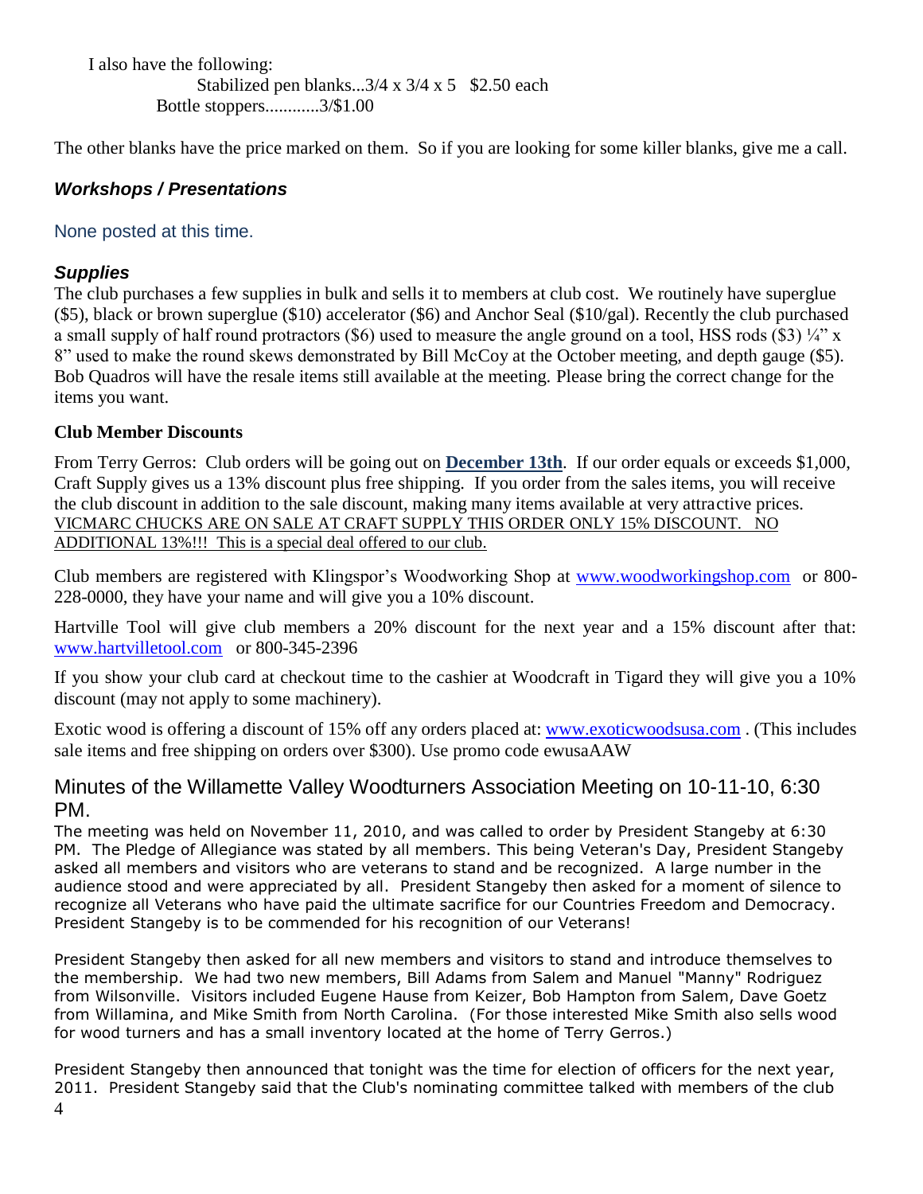I also have the following:

Stabilized pen blanks...3/4 x 3/4 x 5 $2.50 each

Bottle stoppers............3/$1.00

The other blanks have the price marked on them. So if you are looking for some killer blanks, give me a call.

### ***Workshops / Presentations***

None posted at this time.

### ***Supplies***

The club purchases a few supplies in bulk and sells it to members at club cost. We routinely have superglue ($5), black or brown superglue ($10) accelerator ($6) and Anchor Seal ($10/gal). Recently the club purchased a small supply of half round protractors ($6) used to measure the angle ground on a tool, HSS rods ($3) ¼" x 8" used to make the round skews demonstrated by Bill McCoy at the October meeting, and depth gauge ($5). Bob Quadros will have the resale items still available at the meeting. Please bring the correct change for the items you want.

**Club Member Discounts**

From Terry Gerros: Club orders will be going out on **December 13th**. If our order equals or exceeds $1,000, Craft Supply gives us a 13% discount plus free shipping. If you order from the sales items, you will receive the club discount in addition to the sale discount, making many items available at very attractive prices. <u>VICMARC CHUCKS ARE ON SALE AT CRAFT SUPPLY THIS ORDER ONLY 15% DISCOUNT. NO ADDITIONAL 13%!!! This is a special deal offered to our club.</u>

Club members are registered with Klingspor's Woodworking Shop at www.woodworkingshop.com or 800-228-0000, they have your name and will give you a 10% discount.

Hartville Tool will give club members a 20% discount for the next year and a 15% discount after that: www.hartvilletool.com or 800-345-2396

If you show your club card at checkout time to the cashier at Woodcraft in Tigard they will give you a 10% discount (may not apply to some machinery).

Exotic wood is offering a discount of 15% off any orders placed at: www.exoticwoodsusa.com . (This includes sale items and free shipping on orders over $300). Use promo code ewusaAAW

## Minutes of the Willamette Valley Woodturners Association Meeting on 10-11-10, 6:30 PM.

The meeting was held on November 11, 2010, and was called to order by President Stangeby at 6:30 PM. The Pledge of Allegiance was stated by all members. This being Veteran's Day, President Stangeby asked all members and visitors who are veterans to stand and be recognized. A large number in the audience stood and were appreciated by all. President Stangeby then asked for a moment of silence to recognize all Veterans who have paid the ultimate sacrifice for our Countries Freedom and Democracy. President Stangeby is to be commended for his recognition of our Veterans!

President Stangeby then asked for all new members and visitors to stand and introduce themselves to the membership. We had two new members, Bill Adams from Salem and Manuel "Manny" Rodriguez from Wilsonville. Visitors included Eugene Hause from Keizer, Bob Hampton from Salem, Dave Goetz from Willamina, and Mike Smith from North Carolina. (For those interested Mike Smith also sells wood for wood turners and has a small inventory located at the home of Terry Gerros.)

President Stangeby then announced that tonight was the time for election of officers for the next year, 2011. President Stangeby said that the Club's nominating committee talked with members of the club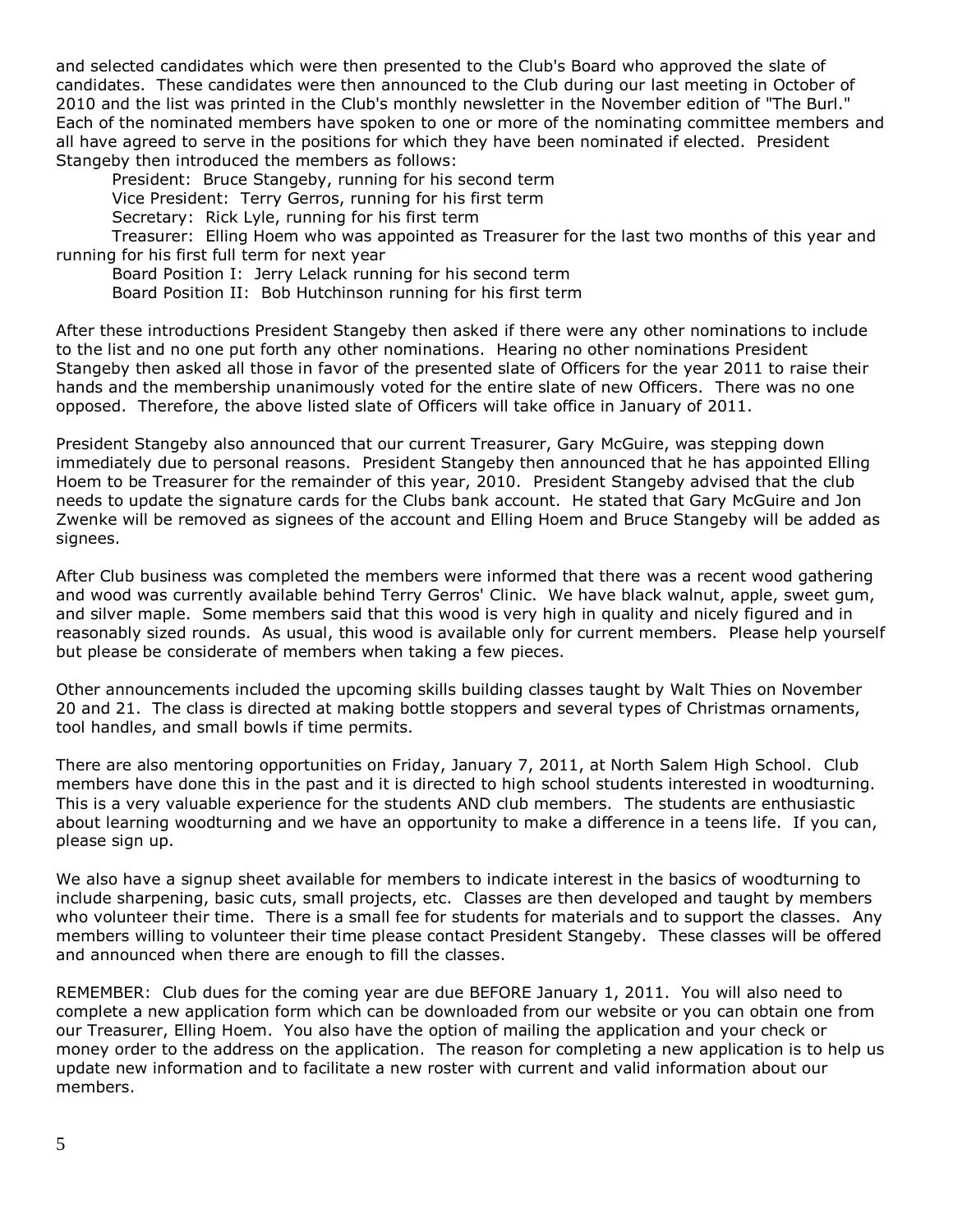and selected candidates which were then presented to the Club's Board who approved the slate of candidates. These candidates were then announced to the Club during our last meeting in October of 2010 and the list was printed in the Club's monthly newsletter in the November edition of "The Burl." Each of the nominated members have spoken to one or more of the nominating committee members and all have agreed to serve in the positions for which they have been nominated if elected. President Stangeby then introduced the members as follows:

President: Bruce Stangeby, running for his second term
Vice President: Terry Gerros, running for his first term
Secretary: Rick Lyle, running for his first term
Treasurer: Elling Hoem who was appointed as Treasurer for the last two months of this year and running for his first full term for next year
Board Position I: Jerry Lelack running for his second term
Board Position II: Bob Hutchinson running for his first term

After these introductions President Stangeby then asked if there were any other nominations to include to the list and no one put forth any other nominations. Hearing no other nominations President Stangeby then asked all those in favor of the presented slate of Officers for the year 2011 to raise their hands and the membership unanimously voted for the entire slate of new Officers. There was no one opposed. Therefore, the above listed slate of Officers will take office in January of 2011.

President Stangeby also announced that our current Treasurer, Gary McGuire, was stepping down immediately due to personal reasons. President Stangeby then announced that he has appointed Elling Hoem to be Treasurer for the remainder of this year, 2010. President Stangeby advised that the club needs to update the signature cards for the Clubs bank account. He stated that Gary McGuire and Jon Zwenke will be removed as signees of the account and Elling Hoem and Bruce Stangeby will be added as signees.

After Club business was completed the members were informed that there was a recent wood gathering and wood was currently available behind Terry Gerros' Clinic. We have black walnut, apple, sweet gum, and silver maple. Some members said that this wood is very high in quality and nicely figured and in reasonably sized rounds. As usual, this wood is available only for current members. Please help yourself but please be considerate of members when taking a few pieces.

Other announcements included the upcoming skills building classes taught by Walt Thies on November 20 and 21. The class is directed at making bottle stoppers and several types of Christmas ornaments, tool handles, and small bowls if time permits.

There are also mentoring opportunities on Friday, January 7, 2011, at North Salem High School. Club members have done this in the past and it is directed to high school students interested in woodturning. This is a very valuable experience for the students AND club members. The students are enthusiastic about learning woodturning and we have an opportunity to make a difference in a teens life. If you can, please sign up.

We also have a signup sheet available for members to indicate interest in the basics of woodturning to include sharpening, basic cuts, small projects, etc. Classes are then developed and taught by members who volunteer their time. There is a small fee for students for materials and to support the classes. Any members willing to volunteer their time please contact President Stangeby. These classes will be offered and announced when there are enough to fill the classes.

REMEMBER: Club dues for the coming year are due BEFORE January 1, 2011. You will also need to complete a new application form which can be downloaded from our website or you can obtain one from our Treasurer, Elling Hoem. You also have the option of mailing the application and your check or money order to the address on the application. The reason for completing a new application is to help us update new information and to facilitate a new roster with current and valid information about our members.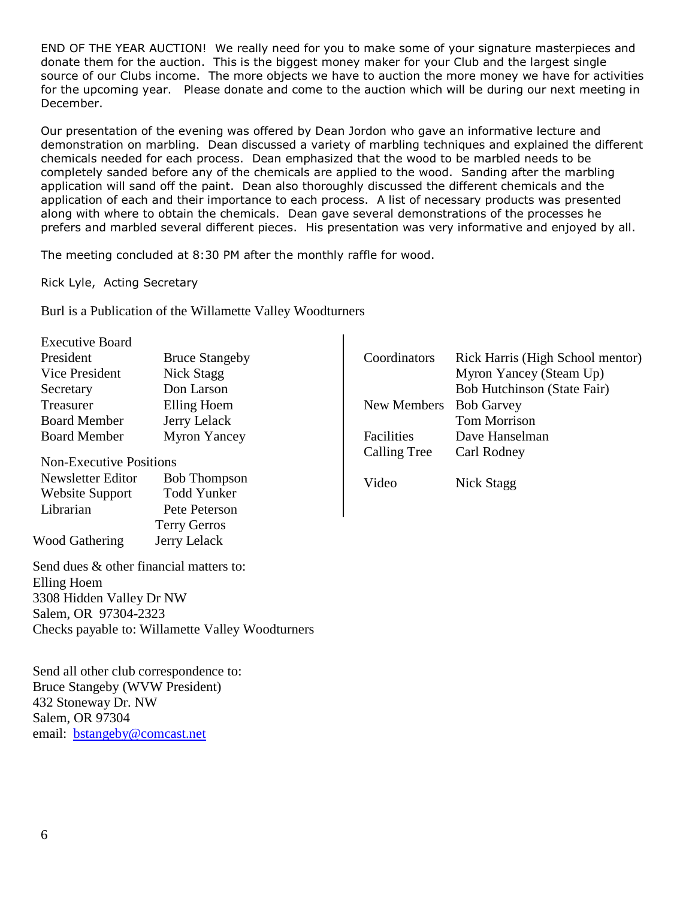END OF THE YEAR AUCTION! We really need for you to make some of your signature masterpieces and donate them for the auction. This is the biggest money maker for your Club and the largest single source of our Clubs income. The more objects we have to auction the more money we have for activities for the upcoming year. Please donate and come to the auction which will be during our next meeting in December.

Our presentation of the evening was offered by Dean Jordon who gave an informative lecture and demonstration on marbling. Dean discussed a variety of marbling techniques and explained the different chemicals needed for each process. Dean emphasized that the wood to be marbled needs to be completely sanded before any of the chemicals are applied to the wood. Sanding after the marbling application will sand off the paint. Dean also thoroughly discussed the different chemicals and the application of each and their importance to each process. A list of necessary products was presented along with where to obtain the chemicals. Dean gave several demonstrations of the processes he prefers and marbled several different pieces. His presentation was very informative and enjoyed by all.

The meeting concluded at 8:30 PM after the monthly raffle for wood.

Rick Lyle, Acting Secretary

Burl is a Publication of the Willamette Valley Woodturners

**Executive Board**

| | |
|---|---|
| President | Bruce Stangeby |
| Vice President | Nick Stagg |
| Secretary | Don Larson |
| Treasurer | Elling Hoem |
| Board Member | Jerry Lelack |
| Board Member | Myron Yancey |

**Non-Executive Positions**

| | |
|---|---|
| Newsletter Editor | Bob Thompson |
| Website Support | Todd Yunker |
| Librarian | Pete Peterson |
| | Terry Gerros |
| Wood Gathering | Jerry Lelack |

| | |
|---|---|
| Coordinators | Rick Harris (High School mentor) |
| | Myron Yancey (Steam Up) |
| | Bob Hutchinson (State Fair) |
| New Members | Bob Garvey |
| | Tom Morrison |
| Facilities | Dave Hanselman |
| Calling Tree | Carl Rodney |
| Video | Nick Stagg |

Send dues & other financial matters to:
Elling Hoem
3308 Hidden Valley Dr NW
Salem, OR 97304-2323
Checks payable to: Willamette Valley Woodturners

Send all other club correspondence to:
Bruce Stangeby (WVW President)
432 Stoneway Dr. NW
Salem, OR 97304
email: bstangeby@comcast.net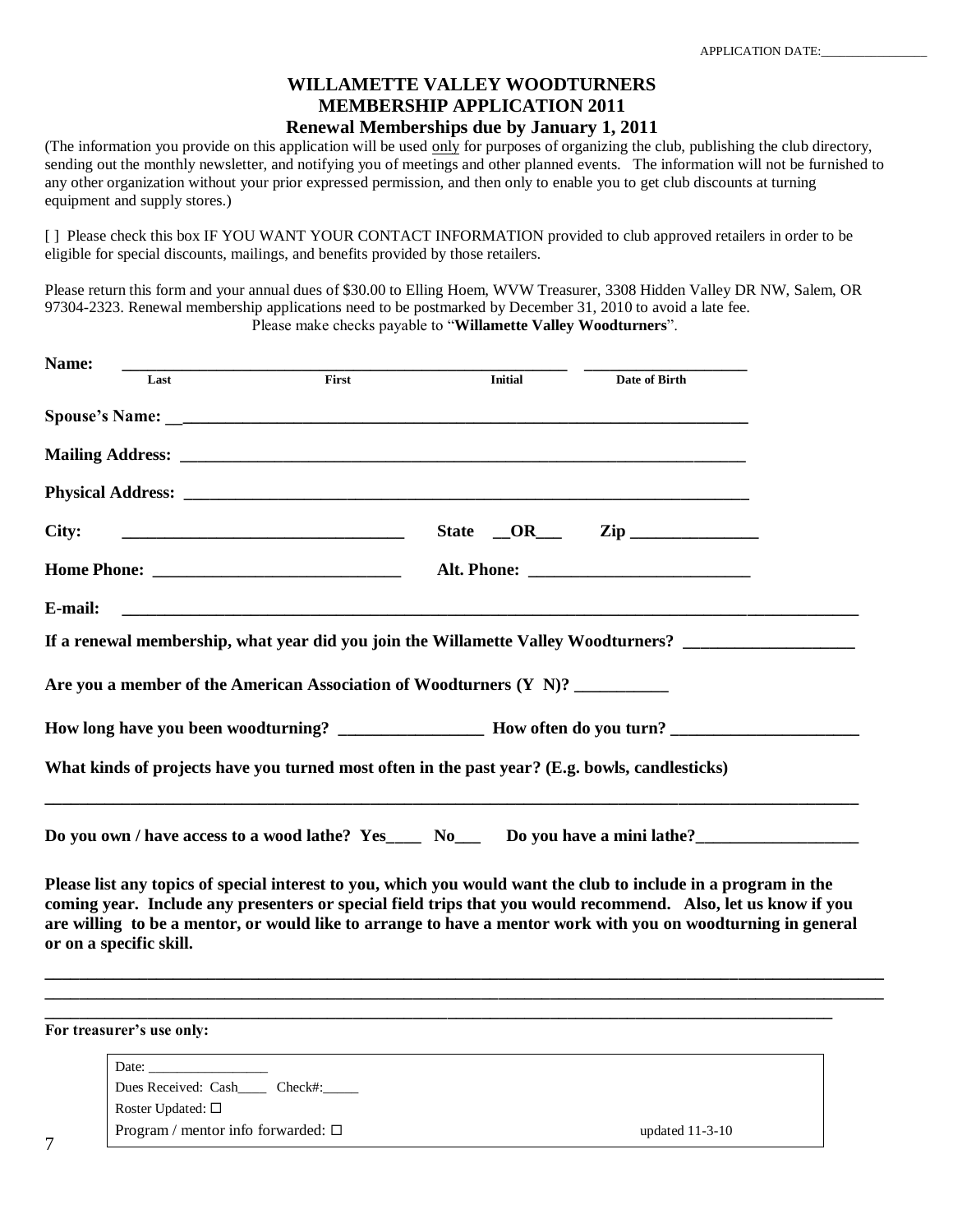APPLICATION DATE:________________

# WILLAMETTE VALLEY WOODTURNERS
## MEMBERSHIP APPLICATION 2011
### Renewal Memberships due by January 1, 2011

(The information you provide on this application will be used only for purposes of organizing the club, publishing the club directory, sending out the monthly newsletter, and notifying you of meetings and other planned events. The information will not be furnished to any other organization without your prior expressed permission, and then only to enable you to get club discounts at turning equipment and supply stores.)

[ ] Please check this box IF YOU WANT YOUR CONTACT INFORMATION provided to club approved retailers in order to be eligible for special discounts, mailings, and benefits provided by those retailers.

Please return this form and your annual dues of $30.00 to Elling Hoem, WVW Treasurer, 3308 Hidden Valley DR NW, Salem, OR 97304-2323. Renewal membership applications need to be postmarked by December 31, 2010 to avoid a late fee. Please make checks payable to "**Willamette Valley Woodturners**".

**Name:** ______________________________________________________ ___________________
Last First Initial Date of Birth

**Spouse's Name:** ______________________________________________________________________

**Mailing Address:** _____________________________________________________________________

**Physical Address:** ____________________________________________________________________

**City:** _________________________________ **State** __OR___ **Zip** _______________

**Home Phone:** _____________________________ **Alt. Phone:** __________________________

**E-mail:** ____________________________________________________________________________

**If a renewal membership, what year did you join the Willamette Valley Woodturners?** ____________________

**Are you a member of the American Association of Woodturners (Y N)?** ___________

**How long have you been woodturning?** _________________ **How often do you turn?** ______________________

**What kinds of projects have you turned most often in the past year? (E.g. bowls, candlesticks)**

________________________________________________________________________________________________

**Do you own / have access to a wood lathe? Yes____ No___ Do you have a mini lathe?**___________________

**Please list any topics of special interest to you, which you would want the club to include in a program in the coming year. Include any presenters or special field trips that you would recommend. Also, let us know if you are willing to be a mentor, or would like to arrange to have a mentor work with you on woodturning in general or on a specific skill.**

________________________________________________________________________________________________
________________________________________________________________________________________________
________________________________________________________________________________________________

**For treasurer's use only:**

Date: _________________
Dues Received: Cash____ Check#:_____
Roster Updated: ☐
Program / mentor info forwarded: ☐

updated 11-3-10